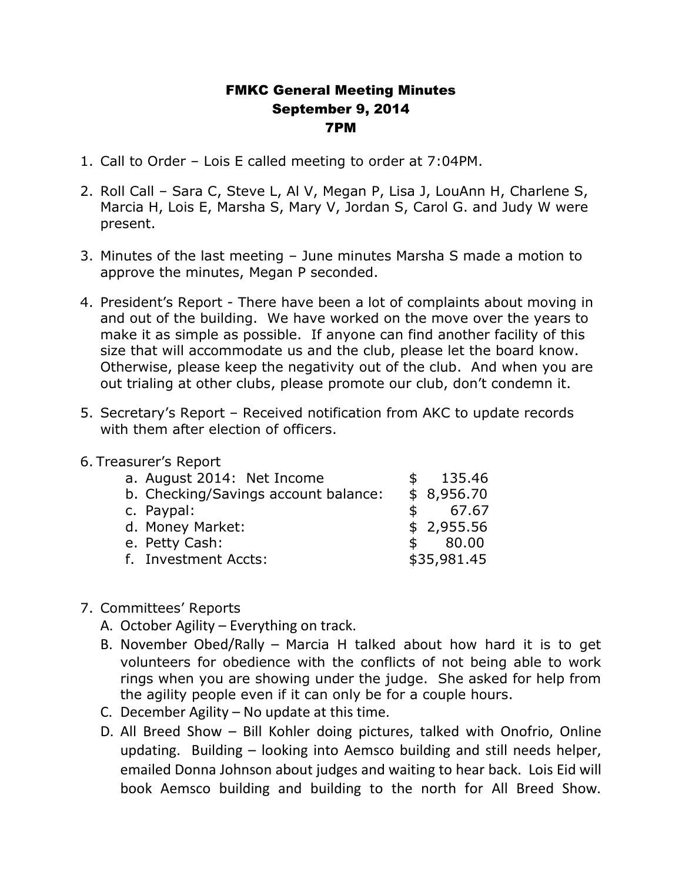# FMKC General Meeting Minutes
## September 9, 2014
## 7PM

1. Call to Order – Lois E called meeting to order at 7:04PM.

2. Roll Call – Sara C, Steve L, Al V, Megan P, Lisa J, LouAnn H, Charlene S, Marcia H, Lois E, Marsha S, Mary V, Jordan S, Carol G. and Judy W were present.

3. Minutes of the last meeting – June minutes Marsha S made a motion to approve the minutes, Megan P seconded.

4. President's Report - There have been a lot of complaints about moving in and out of the building. We have worked on the move over the years to make it as simple as possible. If anyone can find another facility of this size that will accommodate us and the club, please let the board know. Otherwise, please keep the negativity out of the club. And when you are out trialing at other clubs, please promote our club, don't condemn it.

5. Secretary's Report – Received notification from AKC to update records with them after election of officers.

6. Treasurer's Report

| | |
|---|---|
| a. August 2014: Net Income | $ 135.46 |
| b. Checking/Savings account balance: | $ 8,956.70 |
| c. Paypal: | $ 67.67 |
| d. Money Market: | $ 2,955.56 |
| e. Petty Cash: | $ 80.00 |
| f. Investment Accts: | $35,981.45 |

7. Committees' Reports
   A. October Agility – Everything on track.
   B. November Obed/Rally – Marcia H talked about how hard it is to get volunteers for obedience with the conflicts of not being able to work rings when you are showing under the judge. She asked for help from the agility people even if it can only be for a couple hours.
   C. December Agility – No update at this time.
   D. All Breed Show – Bill Kohler doing pictures, talked with Onofrio, Online updating. Building – looking into Aemsco building and still needs helper, emailed Donna Johnson about judges and waiting to hear back. Lois Eid will book Aemsco building and building to the north for All Breed Show.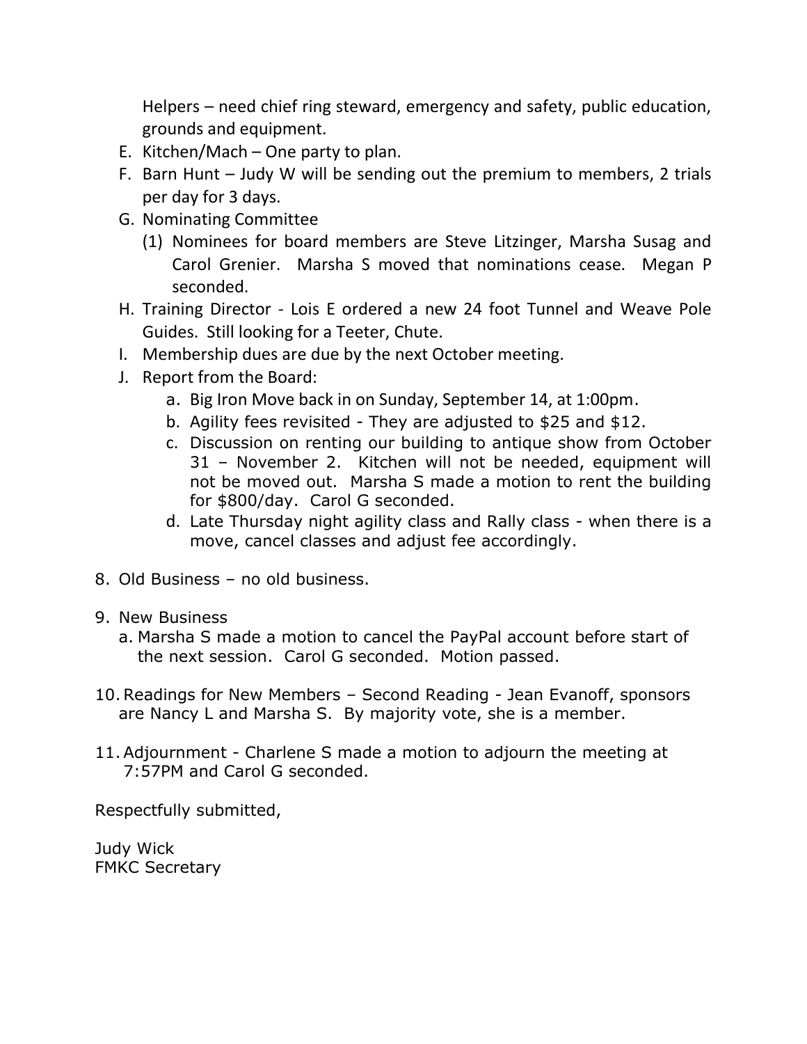Helpers – need chief ring steward, emergency and safety, public education, grounds and equipment.

E. Kitchen/Mach – One party to plan.
F. Barn Hunt – Judy W will be sending out the premium to members, 2 trials per day for 3 days.
G. Nominating Committee
   (1) Nominees for board members are Steve Litzinger, Marsha Susag and Carol Grenier. Marsha S moved that nominations cease. Megan P seconded.
H. Training Director - Lois E ordered a new 24 foot Tunnel and Weave Pole Guides. Still looking for a Teeter, Chute.
I. Membership dues are due by the next October meeting.
J. Report from the Board:
   a. Big Iron Move back in on Sunday, September 14, at 1:00pm.
   b. Agility fees revisited - They are adjusted to $25 and $12.
   c. Discussion on renting our building to antique show from October 31 – November 2. Kitchen will not be needed, equipment will not be moved out. Marsha S made a motion to rent the building for $800/day. Carol G seconded.
   d. Late Thursday night agility class and Rally class - when there is a move, cancel classes and adjust fee accordingly.

8. Old Business – no old business.

9. New Business
   a. Marsha S made a motion to cancel the PayPal account before start of the next session. Carol G seconded. Motion passed.

10. Readings for New Members – Second Reading - Jean Evanoff, sponsors are Nancy L and Marsha S. By majority vote, she is a member.

11. Adjournment - Charlene S made a motion to adjourn the meeting at 7:57PM and Carol G seconded.

Respectfully submitted,

Judy Wick
FMKC Secretary